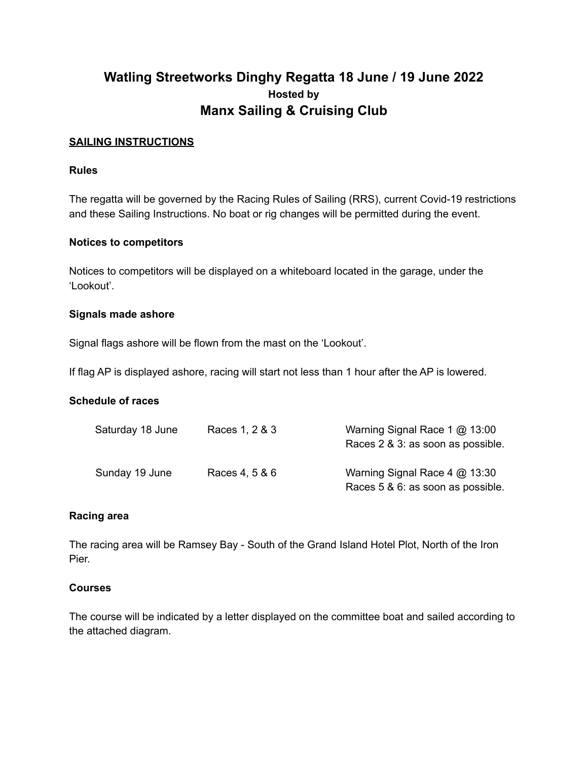# Watling Streetworks Dinghy Regatta 18 June / 19 June 2022

### Hosted by

## Manx Sailing & Cruising Club

**SAILING INSTRUCTIONS**

**Rules**

The regatta will be governed by the Racing Rules of Sailing (RRS), current Covid-19 restrictions and these Sailing Instructions. No boat or rig changes will be permitted during the event.

**Notices to competitors**

Notices to competitors will be displayed on a whiteboard located in the garage, under the 'Lookout'.

**Signals made ashore**

Signal flags ashore will be flown from the mast on the 'Lookout'.

If flag AP is displayed ashore, racing will start not less than 1 hour after the AP is lowered.

**Schedule of races**

| | | |
|---|---|---|
| Saturday 18 June | Races 1, 2 & 3 | Warning Signal Race 1 @ 13:00<br>Races 2 & 3: as soon as possible. |
| Sunday 19 June | Races 4, 5 & 6 | Warning Signal Race 4 @ 13:30<br>Races 5 & 6: as soon as possible. |

**Racing area**

The racing area will be Ramsey Bay - South of the Grand Island Hotel Plot, North of the Iron Pier.

**Courses**

The course will be indicated by a letter displayed on the committee boat and sailed according to the attached diagram.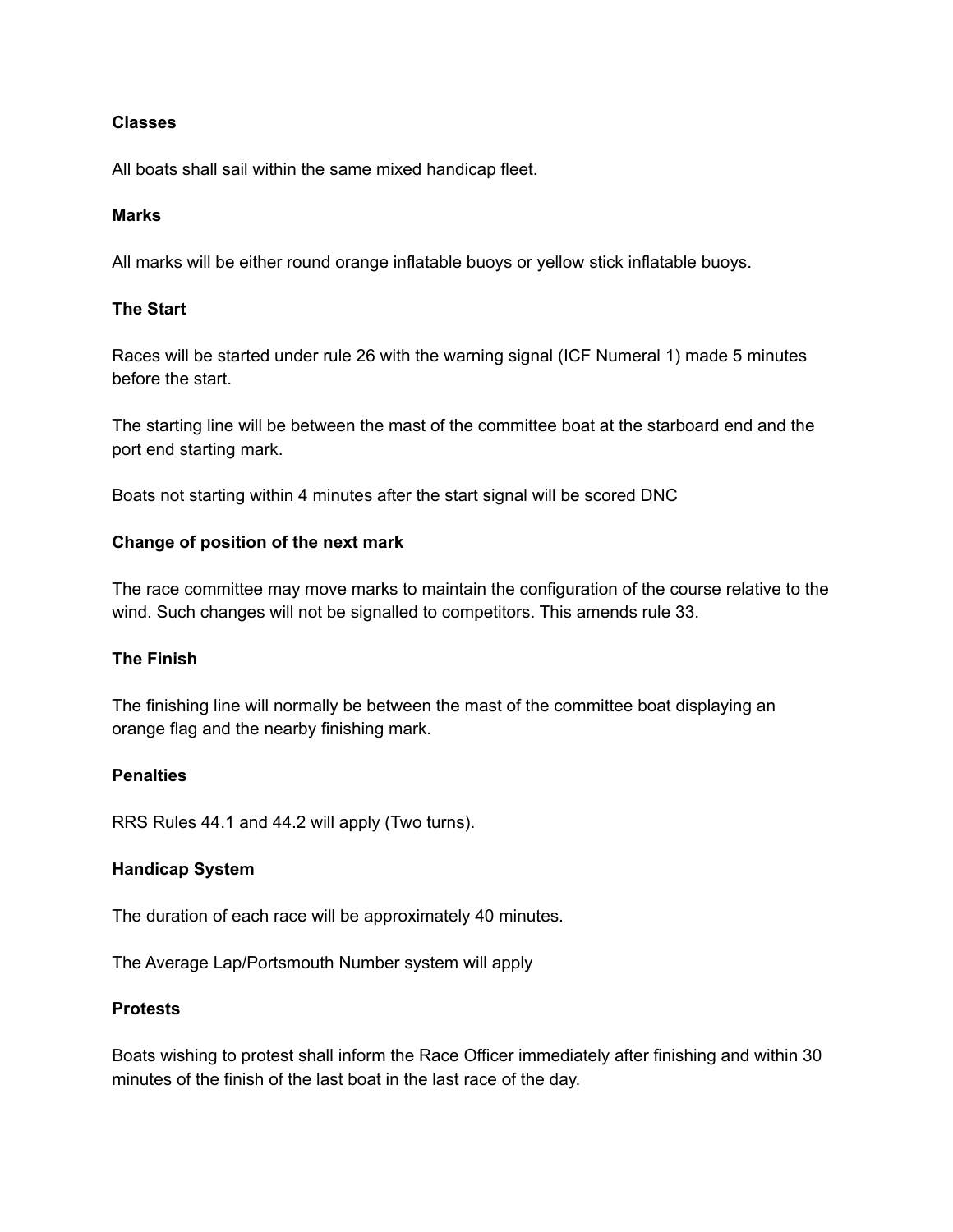**Classes**

All boats shall sail within the same mixed handicap fleet.

**Marks**

All marks will be either round orange inflatable buoys or yellow stick inflatable buoys.

**The Start**

Races will be started under rule 26 with the warning signal (ICF Numeral 1) made 5 minutes before the start.

The starting line will be between the mast of the committee boat at the starboard end and the port end starting mark.

Boats not starting within 4 minutes after the start signal will be scored DNC

**Change of position of the next mark**

The race committee may move marks to maintain the configuration of the course relative to the wind. Such changes will not be signalled to competitors. This amends rule 33.

**The Finish**

The finishing line will normally be between the mast of the committee boat displaying an orange flag and the nearby finishing mark.

**Penalties**

RRS Rules 44.1 and 44.2 will apply (Two turns).

**Handicap System**

The duration of each race will be approximately 40 minutes.

The Average Lap/Portsmouth Number system will apply

**Protests**

Boats wishing to protest shall inform the Race Officer immediately after finishing and within 30 minutes of the finish of the last boat in the last race of the day.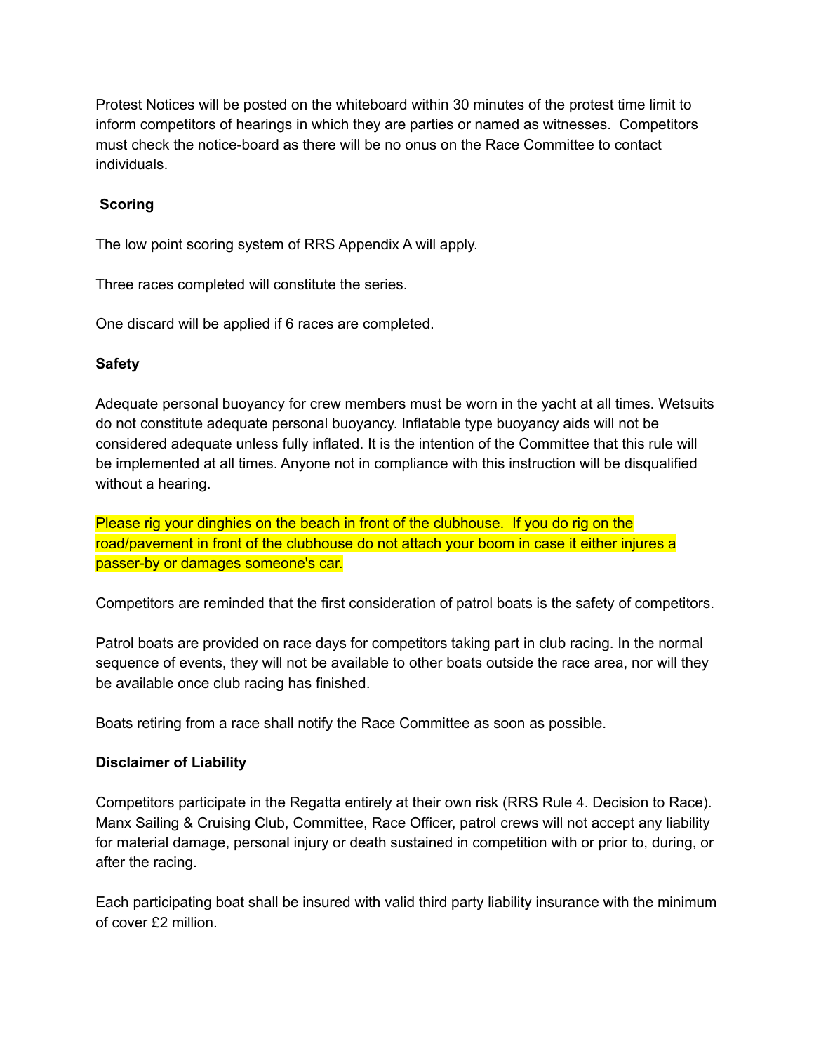Protest Notices will be posted on the whiteboard within 30 minutes of the protest time limit to inform competitors of hearings in which they are parties or named as witnesses. Competitors must check the notice-board as there will be no onus on the Race Committee to contact individuals.

**Scoring**

The low point scoring system of RRS Appendix A will apply.

Three races completed will constitute the series.

One discard will be applied if 6 races are completed.

**Safety**

Adequate personal buoyancy for crew members must be worn in the yacht at all times. Wetsuits do not constitute adequate personal buoyancy. Inflatable type buoyancy aids will not be considered adequate unless fully inflated. It is the intention of the Committee that this rule will be implemented at all times. Anyone not in compliance with this instruction will be disqualified without a hearing.

Please rig your dinghies on the beach in front of the clubhouse. If you do rig on the road/pavement in front of the clubhouse do not attach your boom in case it either injures a passer-by or damages someone's car.

Competitors are reminded that the first consideration of patrol boats is the safety of competitors.

Patrol boats are provided on race days for competitors taking part in club racing. In the normal sequence of events, they will not be available to other boats outside the race area, nor will they be available once club racing has finished.

Boats retiring from a race shall notify the Race Committee as soon as possible.

**Disclaimer of Liability**

Competitors participate in the Regatta entirely at their own risk (RRS Rule 4. Decision to Race). Manx Sailing & Cruising Club, Committee, Race Officer, patrol crews will not accept any liability for material damage, personal injury or death sustained in competition with or prior to, during, or after the racing.

Each participating boat shall be insured with valid third party liability insurance with the minimum of cover £2 million.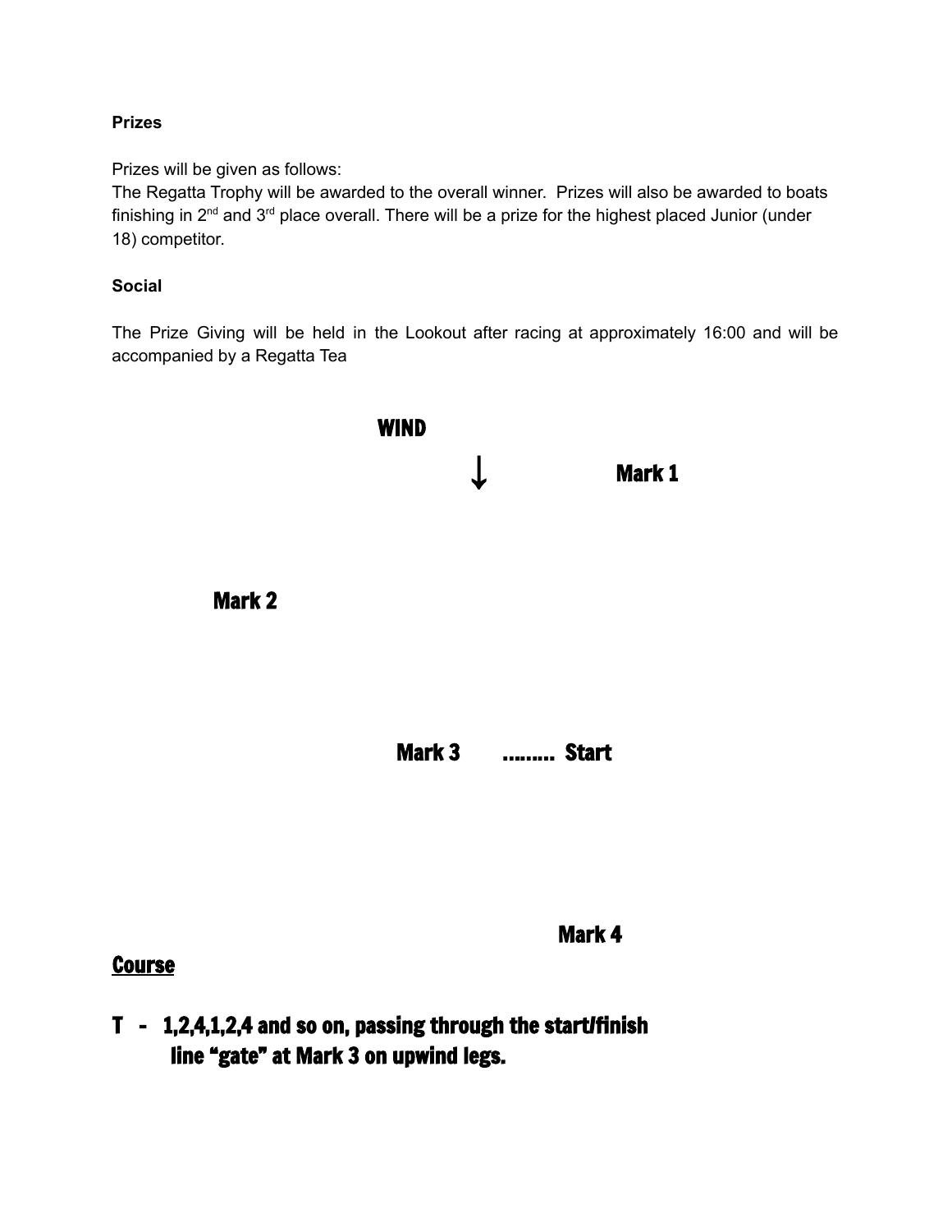**Prizes**

Prizes will be given as follows:
The Regatta Trophy will be awarded to the overall winner. Prizes will also be awarded to boats finishing in 2nd and 3rd place overall. There will be a prize for the highest placed Junior (under 18) competitor.

**Social**

The Prize Giving will be held in the Lookout after racing at approximately 16:00 and will be accompanied by a Regatta Tea

**WIND**

↓

**Mark 1**

**Mark 2**

**Mark 3** ……… **Start**

**Mark 4**

## Course

**T - 1,2,4,1,2,4 and so on, passing through the start/finish line "gate" at Mark 3 on upwind legs.**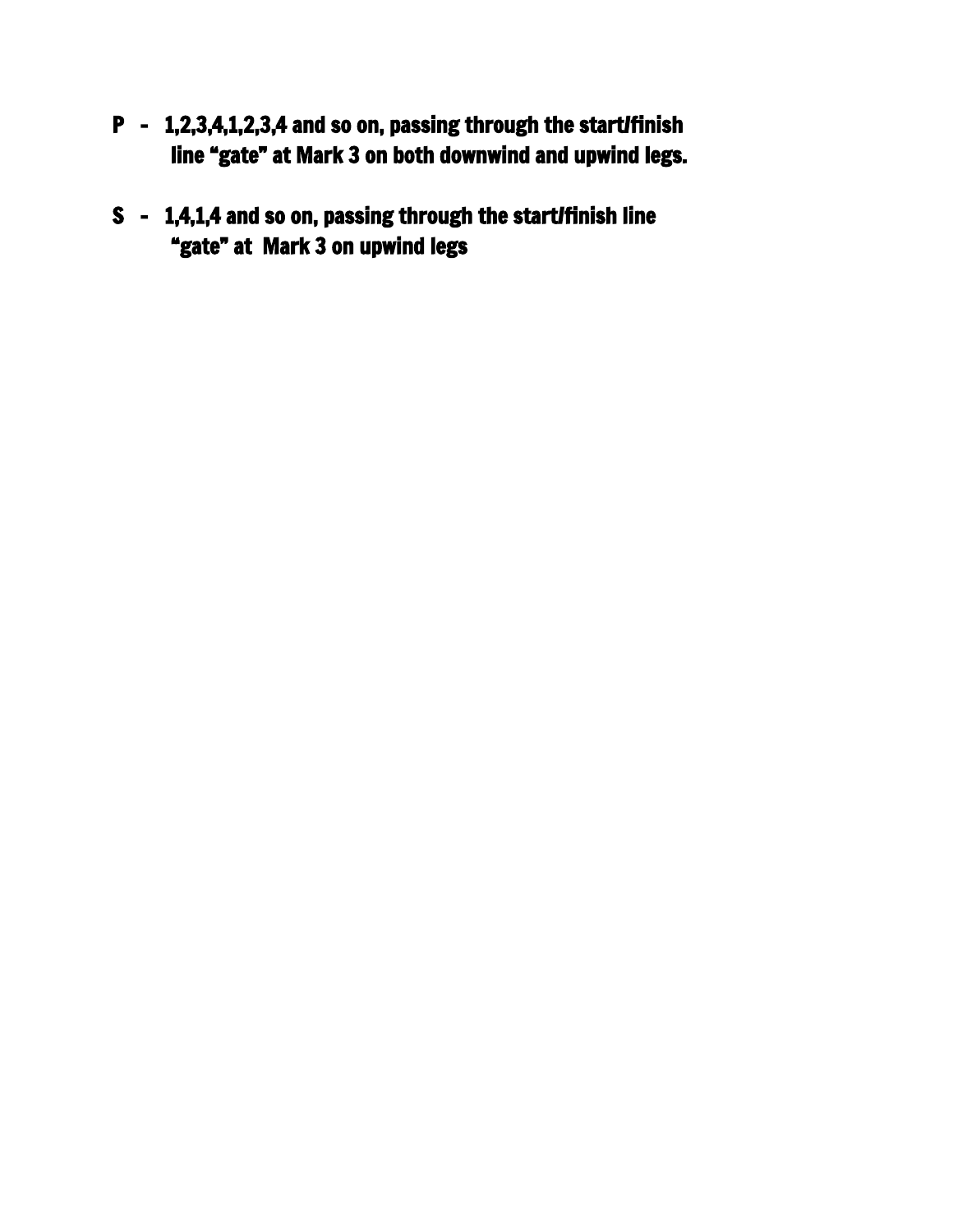P - 1,2,3,4,1,2,3,4 and so on, passing through the start/finish line "gate" at Mark 3 on both downwind and upwind legs.

S - 1,4,1,4 and so on, passing through the start/finish line "gate" at Mark 3 on upwind legs